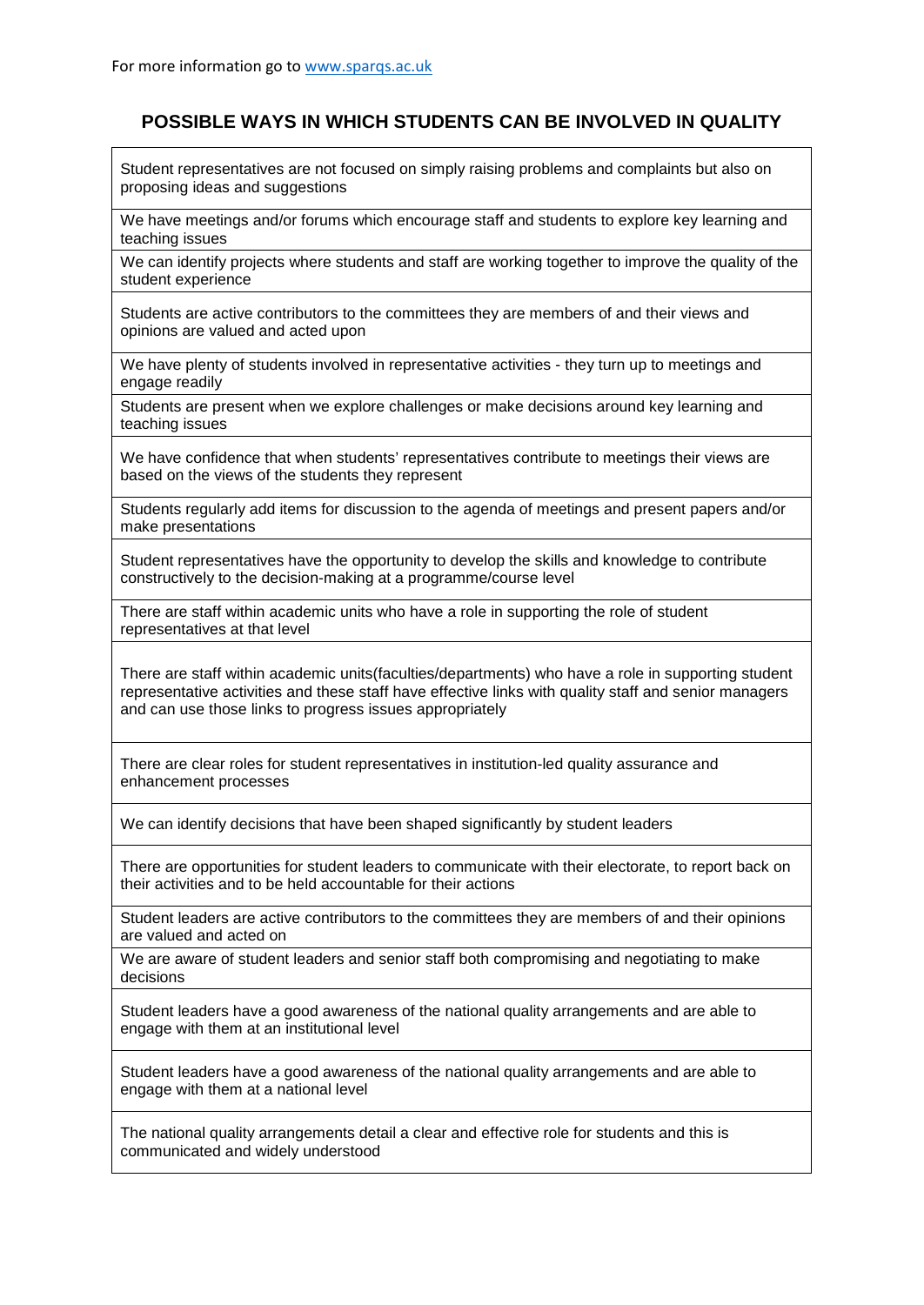For more information go to [www.sparqs.ac.uk](http://www.sparqs.ac.uk)

## POSSIBLE WAYS IN WHICH STUDENTS CAN BE INVOLVED IN QUALITY

| |
|---|
| Student representatives are not focused on simply raising problems and complaints but also on proposing ideas and suggestions |
| We have meetings and/or forums which encourage staff and students to explore key learning and teaching issues |
| We can identify projects where students and staff are working together to improve the quality of the student experience |
| Students are active contributors to the committees they are members of and their views and opinions are valued and acted upon |
| We have plenty of students involved in representative activities - they turn up to meetings and engage readily |
| Students are present when we explore challenges or make decisions around key learning and teaching issues |
| We have confidence that when students' representatives contribute to meetings their views are based on the views of the students they represent |
| Students regularly add items for discussion to the agenda of meetings and present papers and/or make presentations |
| Student representatives have the opportunity to develop the skills and knowledge to contribute constructively to the decision-making at a programme/course level |
| There are staff within academic units who have a role in supporting the role of student representatives at that level |
| There are staff within academic units(faculties/departments) who have a role in supporting student representative activities and these staff have effective links with quality staff and senior managers and can use those links to progress issues appropriately |
| There are clear roles for student representatives in institution-led quality assurance and enhancement processes |
| We can identify decisions that have been shaped significantly by student leaders |
| There are opportunities for student leaders to communicate with their electorate, to report back on their activities and to be held accountable for their actions |
| Student leaders are active contributors to the committees they are members of and their opinions are valued and acted on |
| We are aware of student leaders and senior staff both compromising and negotiating to make decisions |
| Student leaders have a good awareness of the national quality arrangements and are able to engage with them at an institutional level |
| Student leaders have a good awareness of the national quality arrangements and are able to engage with them at a national level |
| The national quality arrangements detail a clear and effective role for students and this is communicated and widely understood |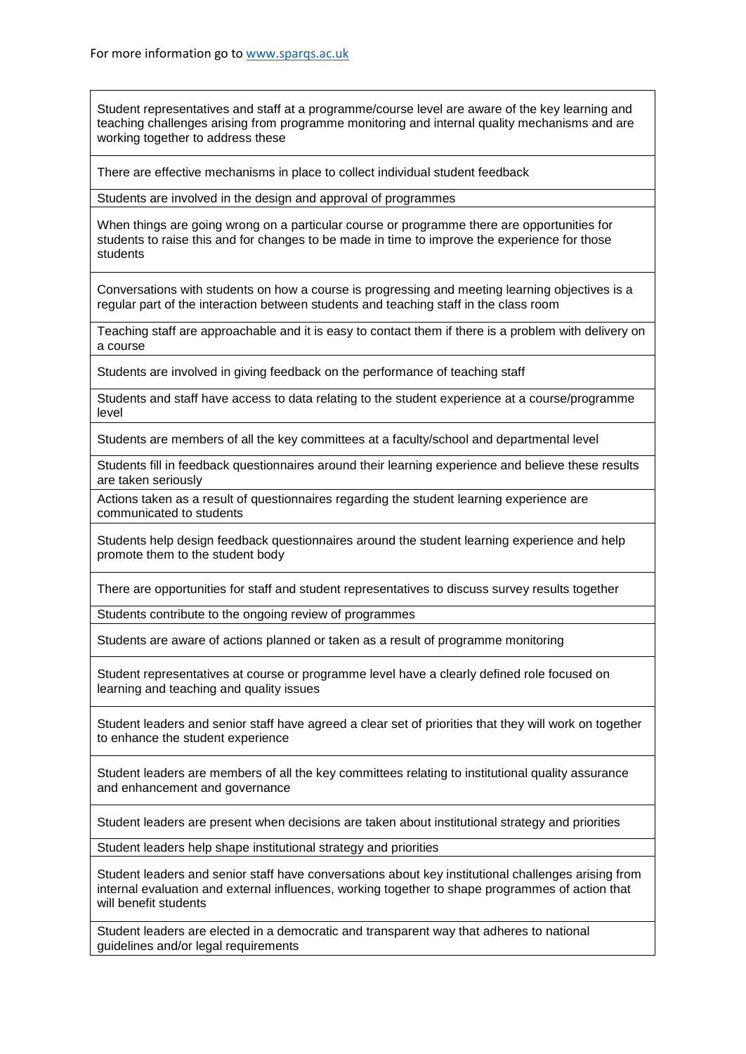| |
|---|
| Student representatives and staff at a programme/course level are aware of the key learning and teaching challenges arising from programme monitoring and internal quality mechanisms and are working together to address these |
| There are effective mechanisms in place to collect individual student feedback |
| Students are involved in the design and approval of programmes |
| When things are going wrong on a particular course or programme there are opportunities for students to raise this and for changes to be made in time to improve the experience for those students |
| Conversations with students on how a course is progressing and meeting learning objectives is a regular part of the interaction between students and teaching staff in the class room |
| Teaching staff are approachable and it is easy to contact them if there is a problem with delivery on a course |
| Students are involved in giving feedback on the performance of teaching staff |
| Students and staff have access to data relating to the student experience at a course/programme level |
| Students are members of all the key committees at a faculty/school and departmental level |
| Students fill in feedback questionnaires around their learning experience and believe these results are taken seriously |
| Actions taken as a result of questionnaires regarding the student learning experience are communicated to students |
| Students help design feedback questionnaires around the student learning experience and help promote them to the student body |
| There are opportunities for staff and student representatives to discuss survey results together |
| Students contribute to the ongoing review of programmes |
| Students are aware of actions planned or taken as a result of programme monitoring |
| Student representatives at course or programme level have a clearly defined role focused on learning and teaching and quality issues |
| Student leaders and senior staff have agreed a clear set of priorities that they will work on together to enhance the student experience |
| Student leaders are members of all the key committees relating to institutional quality assurance and enhancement and governance |
| Student leaders are present when decisions are taken about institutional strategy and priorities |
| Student leaders help shape institutional strategy and priorities |
| Student leaders and senior staff have conversations about key institutional challenges arising from internal evaluation and external influences, working together to shape programmes of action that will benefit students |
| Student leaders are elected in a democratic and transparent way that adheres to national guidelines and/or legal requirements |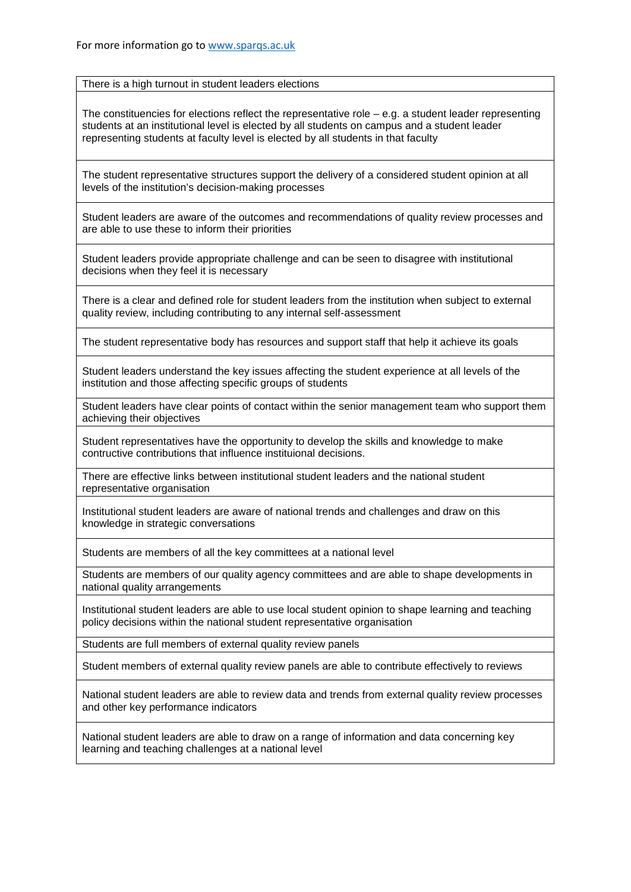For more information go to [www.sparqs.ac.uk](http://www.sparqs.ac.uk)

| There is a high turnout in student leaders elections |
|---|
| The constituencies for elections reflect the representative role – e.g. a student leader representing students at an institutional level is elected by all students on campus and a student leader representing students at faculty level is elected by all students in that faculty |
| The student representative structures support the delivery of a considered student opinion at all levels of the institution's decision-making processes |
| Student leaders are aware of the outcomes and recommendations of quality review processes and are able to use these to inform their priorities |
| Student leaders provide appropriate challenge and can be seen to disagree with institutional decisions when they feel it is necessary |
| There is a clear and defined role for student leaders from the institution when subject to external quality review, including contributing to any internal self-assessment |
| The student representative body has resources and support staff that help it achieve its goals |
| Student leaders understand the key issues affecting the student experience at all levels of the institution and those affecting specific groups of students |
| Student leaders have clear points of contact within the senior management team who support them achieving their objectives |
| Student representatives have the opportunity to develop the skills and knowledge to make contructive contributions that influence instituional decisions. |
| There are effective links between institutional student leaders and the national student representative organisation |
| Institutional student leaders are aware of national trends and challenges and draw on this knowledge in strategic conversations |
| Students are members of all the key committees at a national level |
| Students are members of our quality agency committees and are able to shape developments in national quality arrangements |
| Institutional student leaders are able to use local student opinion to shape learning and teaching policy decisions within the national student representative organisation |
| Students are full members of external quality review panels |
| Student members of external quality review panels are able to contribute effectively to reviews |
| National student leaders are able to review data and trends from external quality review processes and other key performance indicators |
| National student leaders are able to draw on a range of information and data concerning key learning and teaching challenges at a national level |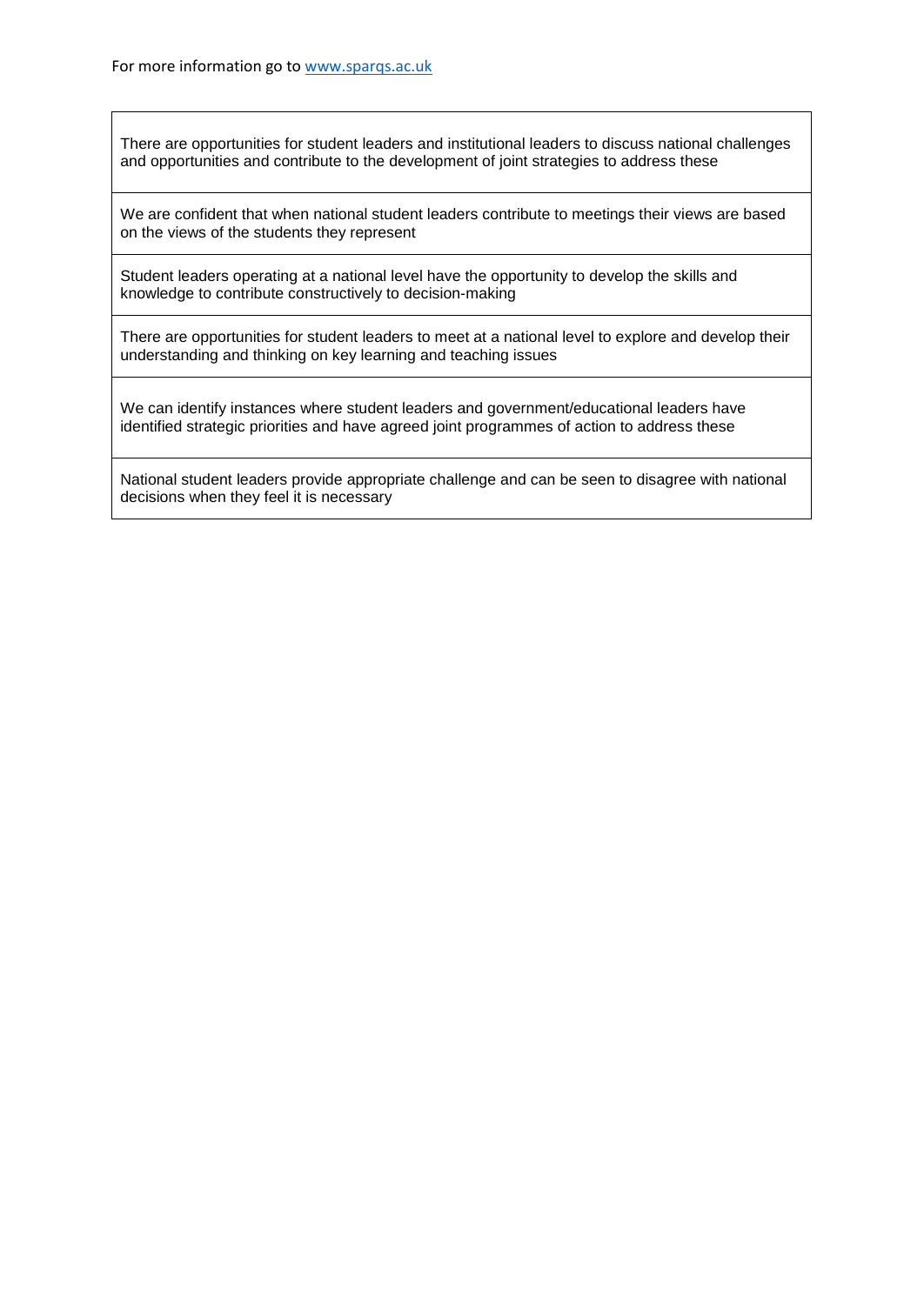| |
|---|
| There are opportunities for student leaders and institutional leaders to discuss national challenges and opportunities and contribute to the development of joint strategies to address these |
| We are confident that when national student leaders contribute to meetings their views are based on the views of the students they represent |
| Student leaders operating at a national level have the opportunity to develop the skills and knowledge to contribute constructively to decision-making |
| There are opportunities for student leaders to meet at a national level to explore and develop their understanding and thinking on key learning and teaching issues |
| We can identify instances where student leaders and government/educational leaders have identified strategic priorities and have agreed joint programmes of action to address these |
| National student leaders provide appropriate challenge and can be seen to disagree with national decisions when they feel it is necessary |